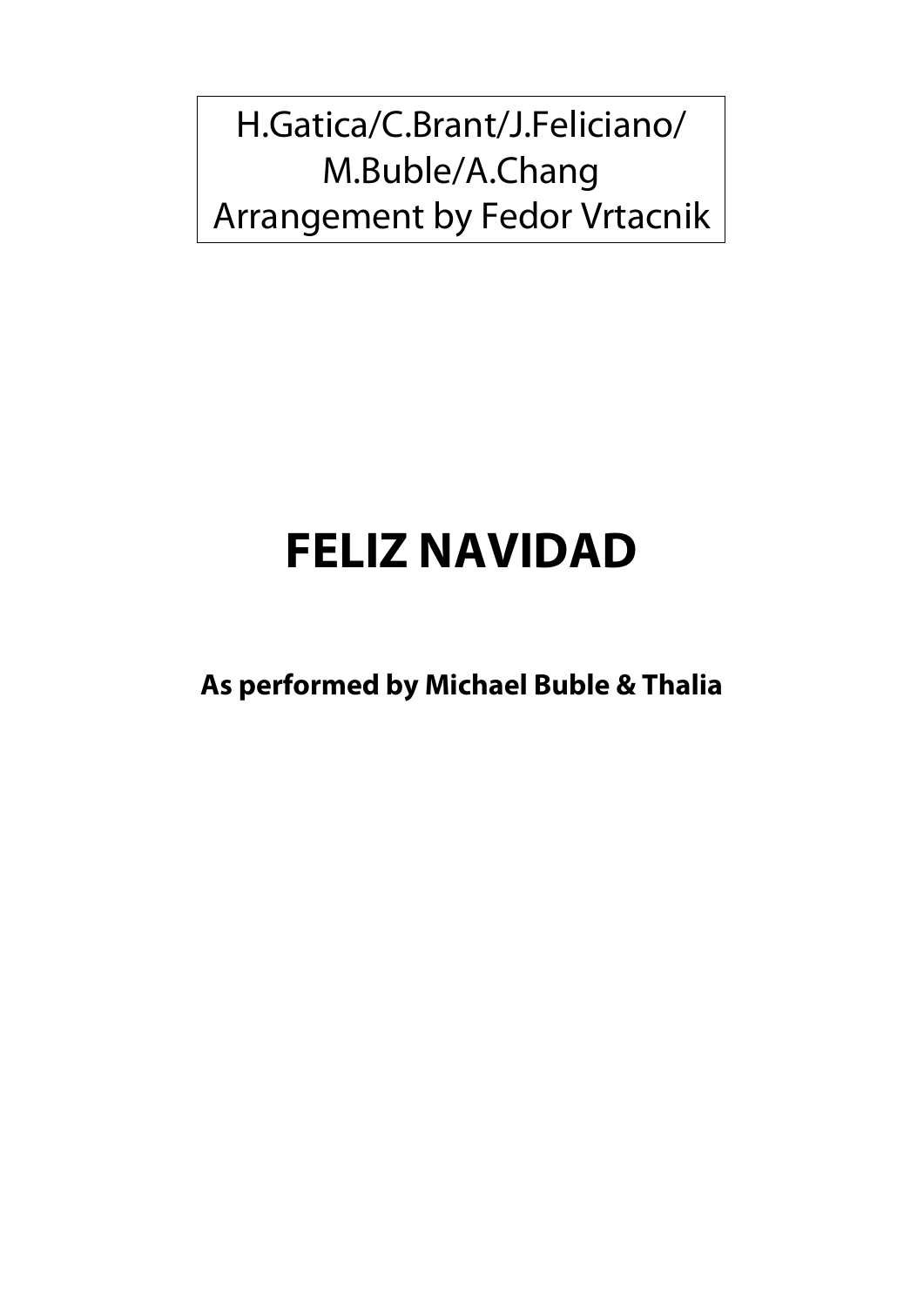H.Gatica/C.Brant/J.Feliciano/
M.Buble/A.Chang
Arrangement by Fedor Vrtacnik

# FELIZ NAVIDAD

**As performed by Michael Buble & Thalia**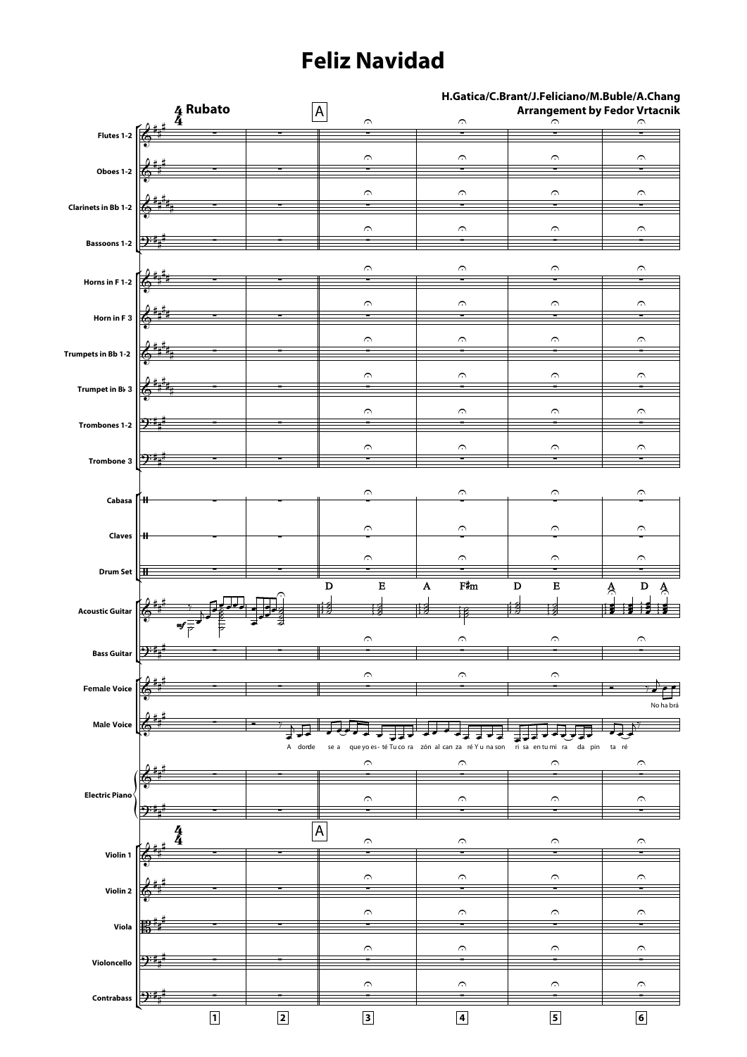# Feliz Navidad

H.Gatica/C.Brant/J.Feliciano/M.Buble/A.Chang
Arrangement by Fedor Vrtacnik